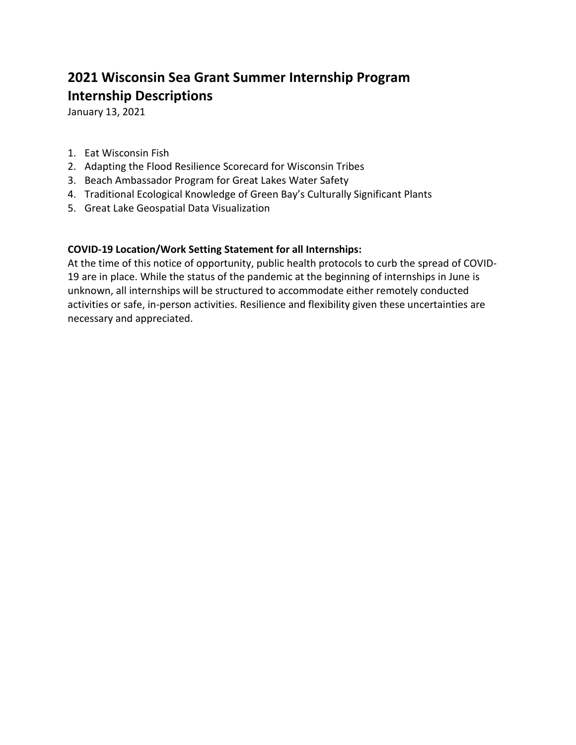# 2021 Wisconsin Sea Grant Summer Internship Program
# Internship Descriptions

January 13, 2021

1. Eat Wisconsin Fish
2. Adapting the Flood Resilience Scorecard for Wisconsin Tribes
3. Beach Ambassador Program for Great Lakes Water Safety
4. Traditional Ecological Knowledge of Green Bay's Culturally Significant Plants
5. Great Lake Geospatial Data Visualization

**COVID-19 Location/Work Setting Statement for all Internships:**
At the time of this notice of opportunity, public health protocols to curb the spread of COVID-19 are in place. While the status of the pandemic at the beginning of internships in June is unknown, all internships will be structured to accommodate either remotely conducted activities or safe, in-person activities. Resilience and flexibility given these uncertainties are necessary and appreciated.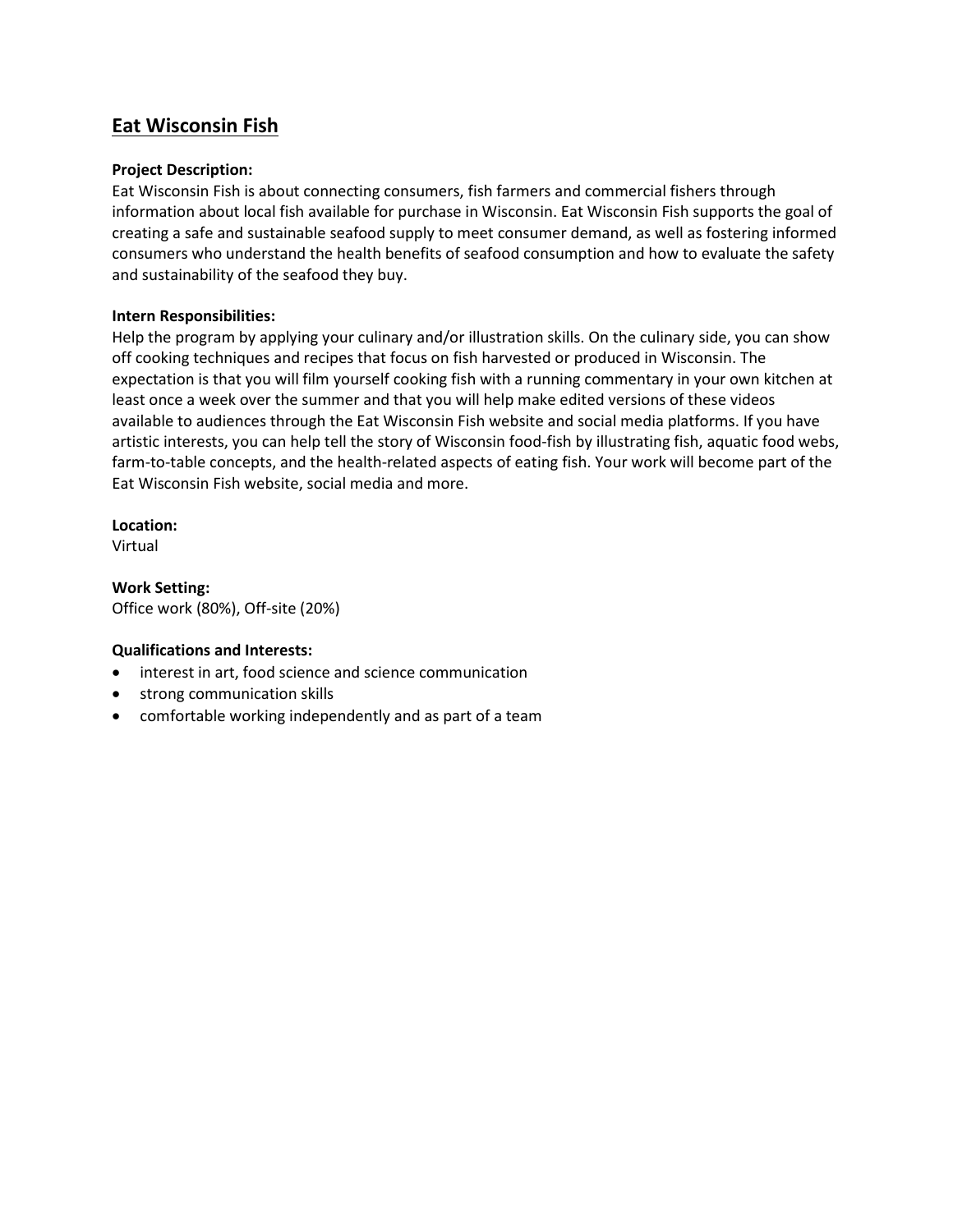## Eat Wisconsin Fish

**Project Description:**
Eat Wisconsin Fish is about connecting consumers, fish farmers and commercial fishers through information about local fish available for purchase in Wisconsin. Eat Wisconsin Fish supports the goal of creating a safe and sustainable seafood supply to meet consumer demand, as well as fostering informed consumers who understand the health benefits of seafood consumption and how to evaluate the safety and sustainability of the seafood they buy.

**Intern Responsibilities:**
Help the program by applying your culinary and/or illustration skills. On the culinary side, you can show off cooking techniques and recipes that focus on fish harvested or produced in Wisconsin. The expectation is that you will film yourself cooking fish with a running commentary in your own kitchen at least once a week over the summer and that you will help make edited versions of these videos available to audiences through the Eat Wisconsin Fish website and social media platforms. If you have artistic interests, you can help tell the story of Wisconsin food-fish by illustrating fish, aquatic food webs, farm-to-table concepts, and the health-related aspects of eating fish. Your work will become part of the Eat Wisconsin Fish website, social media and more.

**Location:**
Virtual

**Work Setting:**
Office work (80%), Off-site (20%)

**Qualifications and Interests:**
- interest in art, food science and science communication
- strong communication skills
- comfortable working independently and as part of a team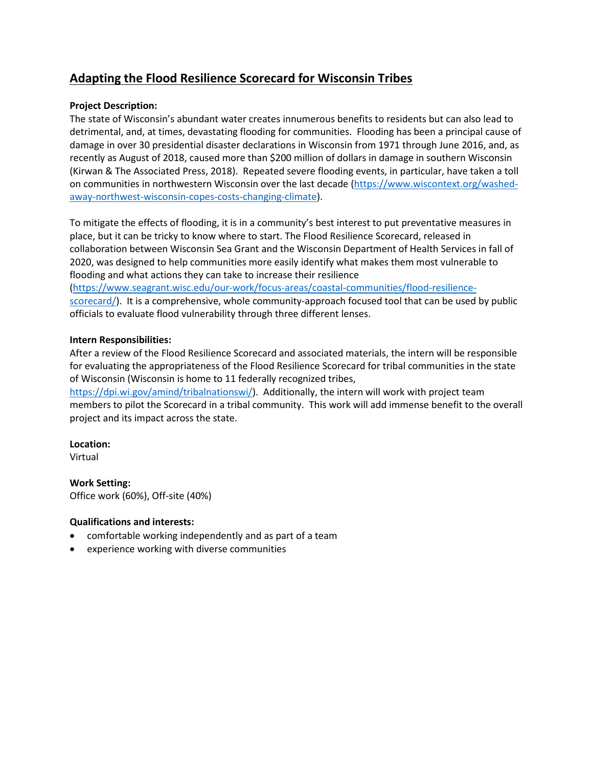# Adapting the Flood Resilience Scorecard for Wisconsin Tribes

**Project Description:**

The state of Wisconsin's abundant water creates innumerous benefits to residents but can also lead to detrimental, and, at times, devastating flooding for communities. Flooding has been a principal cause of damage in over 30 presidential disaster declarations in Wisconsin from 1971 through June 2016, and, as recently as August of 2018, caused more than $200 million of dollars in damage in southern Wisconsin (Kirwan & The Associated Press, 2018). Repeated severe flooding events, in particular, have taken a toll on communities in northwestern Wisconsin over the last decade (https://www.wiscontext.org/washed-away-northwest-wisconsin-copes-costs-changing-climate).

To mitigate the effects of flooding, it is in a community's best interest to put preventative measures in place, but it can be tricky to know where to start. The Flood Resilience Scorecard, released in collaboration between Wisconsin Sea Grant and the Wisconsin Department of Health Services in fall of 2020, was designed to help communities more easily identify what makes them most vulnerable to flooding and what actions they can take to increase their resilience (https://www.seagrant.wisc.edu/our-work/focus-areas/coastal-communities/flood-resilience-scorecard/). It is a comprehensive, whole community-approach focused tool that can be used by public officials to evaluate flood vulnerability through three different lenses.

**Intern Responsibilities:**

After a review of the Flood Resilience Scorecard and associated materials, the intern will be responsible for evaluating the appropriateness of the Flood Resilience Scorecard for tribal communities in the state of Wisconsin (Wisconsin is home to 11 federally recognized tribes, https://dpi.wi.gov/amind/tribalnationswi/). Additionally, the intern will work with project team members to pilot the Scorecard in a tribal community. This work will add immense benefit to the overall project and its impact across the state.

**Location:**

Virtual

**Work Setting:**

Office work (60%), Off-site (40%)

**Qualifications and interests:**

- comfortable working independently and as part of a team
- experience working with diverse communities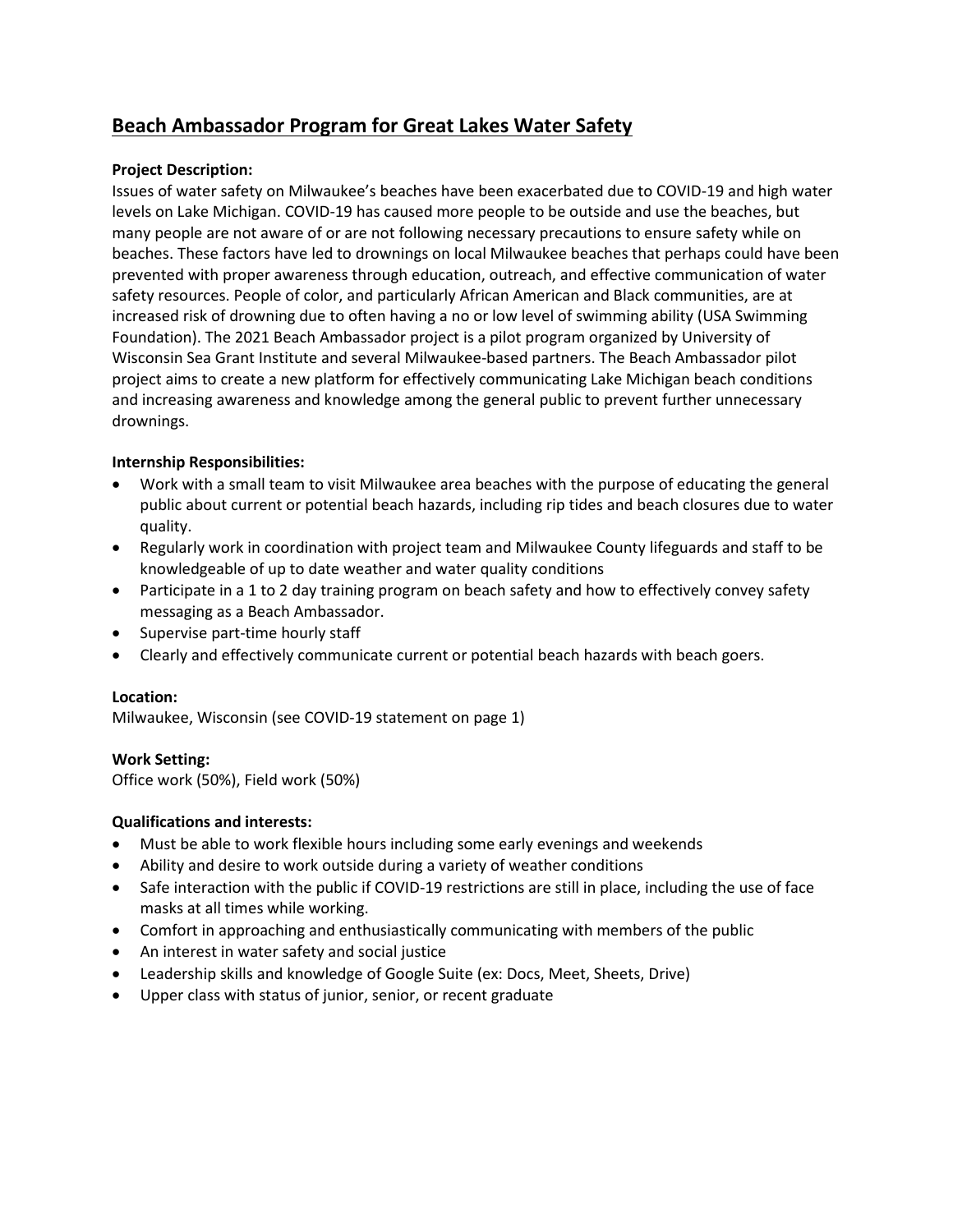## Beach Ambassador Program for Great Lakes Water Safety

**Project Description:**

Issues of water safety on Milwaukee's beaches have been exacerbated due to COVID-19 and high water levels on Lake Michigan. COVID-19 has caused more people to be outside and use the beaches, but many people are not aware of or are not following necessary precautions to ensure safety while on beaches. These factors have led to drownings on local Milwaukee beaches that perhaps could have been prevented with proper awareness through education, outreach, and effective communication of water safety resources. People of color, and particularly African American and Black communities, are at increased risk of drowning due to often having a no or low level of swimming ability (USA Swimming Foundation). The 2021 Beach Ambassador project is a pilot program organized by University of Wisconsin Sea Grant Institute and several Milwaukee-based partners. The Beach Ambassador pilot project aims to create a new platform for effectively communicating Lake Michigan beach conditions and increasing awareness and knowledge among the general public to prevent further unnecessary drownings.

**Internship Responsibilities:**

- Work with a small team to visit Milwaukee area beaches with the purpose of educating the general public about current or potential beach hazards, including rip tides and beach closures due to water quality.
- Regularly work in coordination with project team and Milwaukee County lifeguards and staff to be knowledgeable of up to date weather and water quality conditions
- Participate in a 1 to 2 day training program on beach safety and how to effectively convey safety messaging as a Beach Ambassador.
- Supervise part-time hourly staff
- Clearly and effectively communicate current or potential beach hazards with beach goers.

**Location:**

Milwaukee, Wisconsin (see COVID-19 statement on page 1)

**Work Setting:**

Office work (50%), Field work (50%)

**Qualifications and interests:**

- Must be able to work flexible hours including some early evenings and weekends
- Ability and desire to work outside during a variety of weather conditions
- Safe interaction with the public if COVID-19 restrictions are still in place, including the use of face masks at all times while working.
- Comfort in approaching and enthusiastically communicating with members of the public
- An interest in water safety and social justice
- Leadership skills and knowledge of Google Suite (ex: Docs, Meet, Sheets, Drive)
- Upper class with status of junior, senior, or recent graduate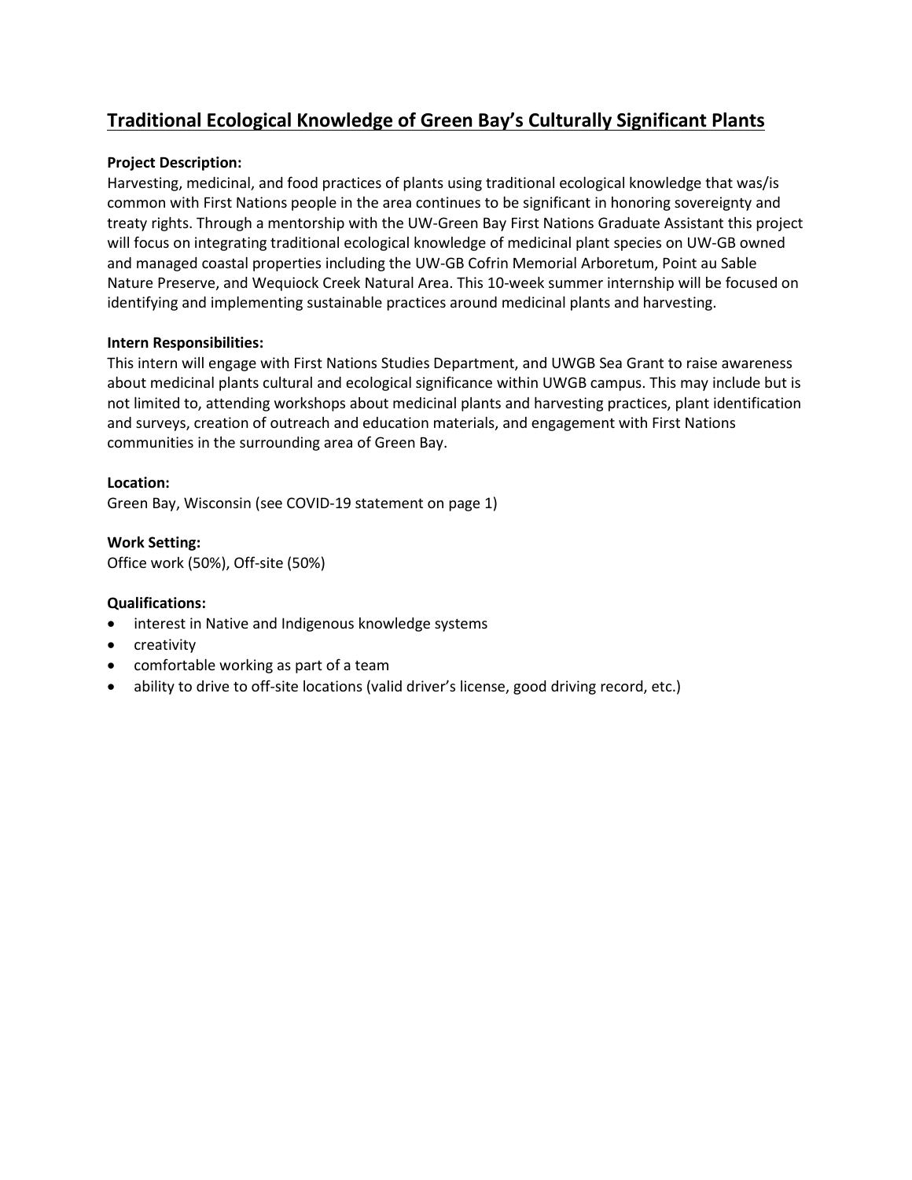## Traditional Ecological Knowledge of Green Bay's Culturally Significant Plants

**Project Description:**
Harvesting, medicinal, and food practices of plants using traditional ecological knowledge that was/is common with First Nations people in the area continues to be significant in honoring sovereignty and treaty rights. Through a mentorship with the UW-Green Bay First Nations Graduate Assistant this project will focus on integrating traditional ecological knowledge of medicinal plant species on UW-GB owned and managed coastal properties including the UW-GB Cofrin Memorial Arboretum, Point au Sable Nature Preserve, and Wequiock Creek Natural Area. This 10-week summer internship will be focused on identifying and implementing sustainable practices around medicinal plants and harvesting.

**Intern Responsibilities:**
This intern will engage with First Nations Studies Department, and UWGB Sea Grant to raise awareness about medicinal plants cultural and ecological significance within UWGB campus. This may include but is not limited to, attending workshops about medicinal plants and harvesting practices, plant identification and surveys, creation of outreach and education materials, and engagement with First Nations communities in the surrounding area of Green Bay.

**Location:**
Green Bay, Wisconsin (see COVID-19 statement on page 1)

**Work Setting:**
Office work (50%), Off-site (50%)

**Qualifications:**

- interest in Native and Indigenous knowledge systems
- creativity
- comfortable working as part of a team
- ability to drive to off-site locations (valid driver's license, good driving record, etc.)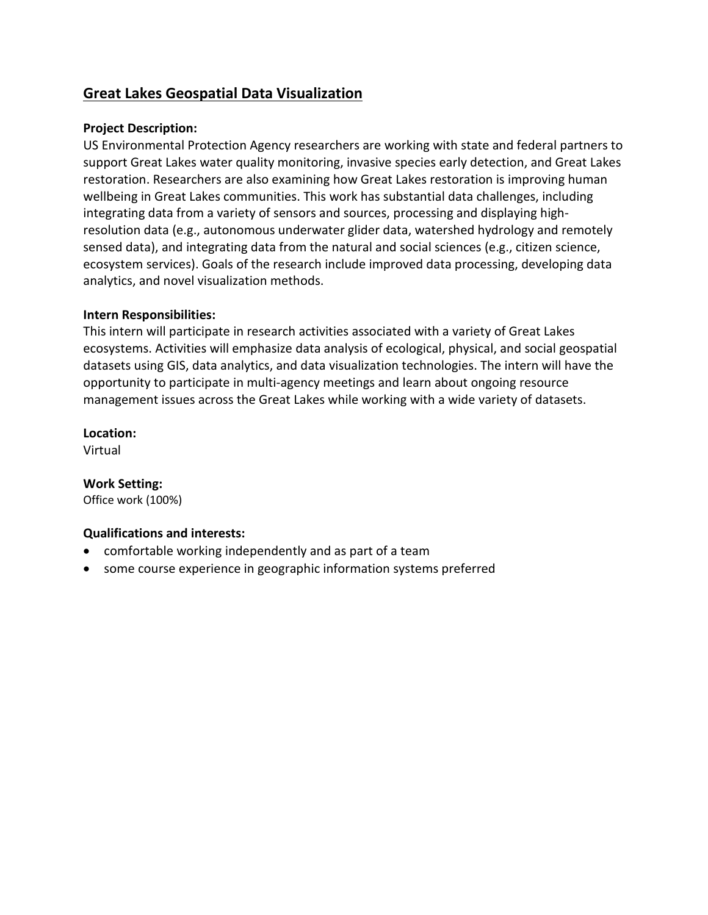## Great Lakes Geospatial Data Visualization

**Project Description:**
US Environmental Protection Agency researchers are working with state and federal partners to support Great Lakes water quality monitoring, invasive species early detection, and Great Lakes restoration. Researchers are also examining how Great Lakes restoration is improving human wellbeing in Great Lakes communities. This work has substantial data challenges, including integrating data from a variety of sensors and sources, processing and displaying high-resolution data (e.g., autonomous underwater glider data, watershed hydrology and remotely sensed data), and integrating data from the natural and social sciences (e.g., citizen science, ecosystem services). Goals of the research include improved data processing, developing data analytics, and novel visualization methods.

**Intern Responsibilities:**
This intern will participate in research activities associated with a variety of Great Lakes ecosystems. Activities will emphasize data analysis of ecological, physical, and social geospatial datasets using GIS, data analytics, and data visualization technologies. The intern will have the opportunity to participate in multi-agency meetings and learn about ongoing resource management issues across the Great Lakes while working with a wide variety of datasets.

**Location:**
Virtual

**Work Setting:**
Office work (100%)

**Qualifications and interests:**
- comfortable working independently and as part of a team
- some course experience in geographic information systems preferred